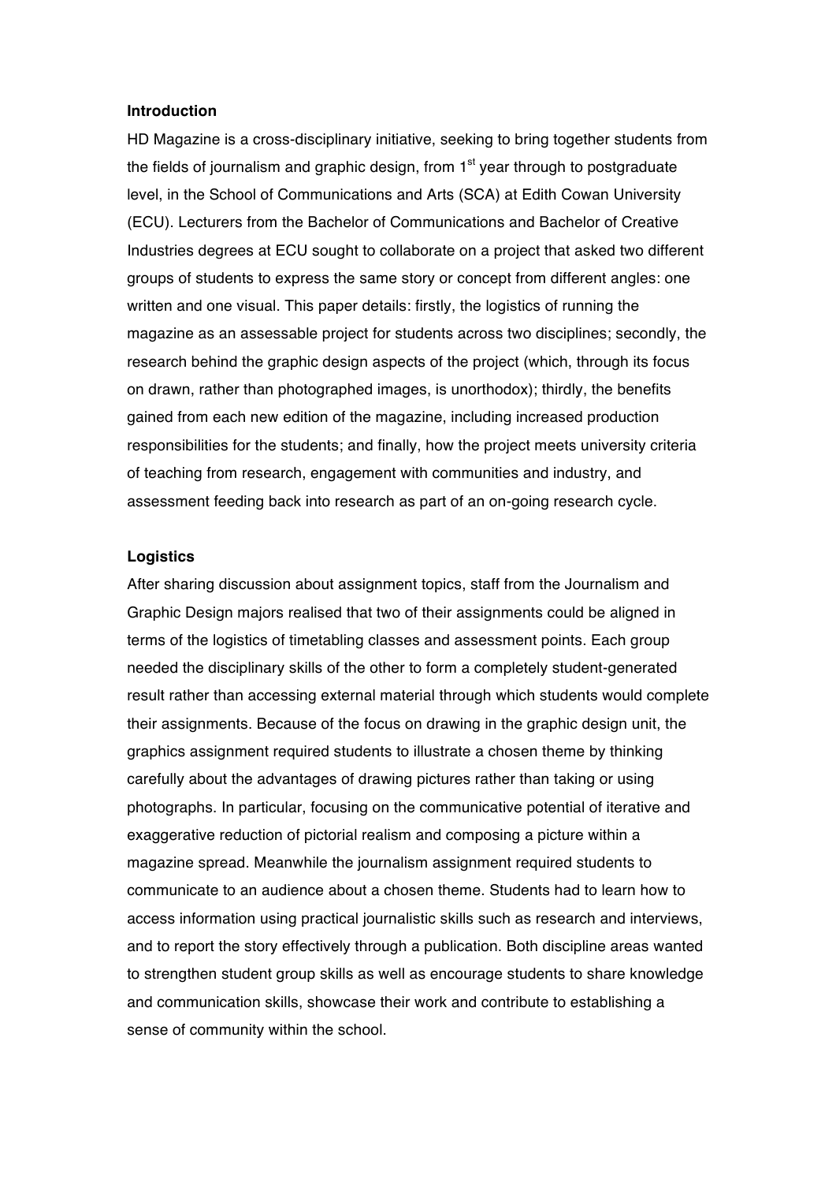## Introduction

HD Magazine is a cross-disciplinary initiative, seeking to bring together students from the fields of journalism and graphic design, from 1st year through to postgraduate level, in the School of Communications and Arts (SCA) at Edith Cowan University (ECU). Lecturers from the Bachelor of Communications and Bachelor of Creative Industries degrees at ECU sought to collaborate on a project that asked two different groups of students to express the same story or concept from different angles: one written and one visual. This paper details: firstly, the logistics of running the magazine as an assessable project for students across two disciplines; secondly, the research behind the graphic design aspects of the project (which, through its focus on drawn, rather than photographed images, is unorthodox); thirdly, the benefits gained from each new edition of the magazine, including increased production responsibilities for the students; and finally, how the project meets university criteria of teaching from research, engagement with communities and industry, and assessment feeding back into research as part of an on-going research cycle.

## Logistics

After sharing discussion about assignment topics, staff from the Journalism and Graphic Design majors realised that two of their assignments could be aligned in terms of the logistics of timetabling classes and assessment points. Each group needed the disciplinary skills of the other to form a completely student-generated result rather than accessing external material through which students would complete their assignments. Because of the focus on drawing in the graphic design unit, the graphics assignment required students to illustrate a chosen theme by thinking carefully about the advantages of drawing pictures rather than taking or using photographs. In particular, focusing on the communicative potential of iterative and exaggerative reduction of pictorial realism and composing a picture within a magazine spread. Meanwhile the journalism assignment required students to communicate to an audience about a chosen theme. Students had to learn how to access information using practical journalistic skills such as research and interviews, and to report the story effectively through a publication. Both discipline areas wanted to strengthen student group skills as well as encourage students to share knowledge and communication skills, showcase their work and contribute to establishing a sense of community within the school.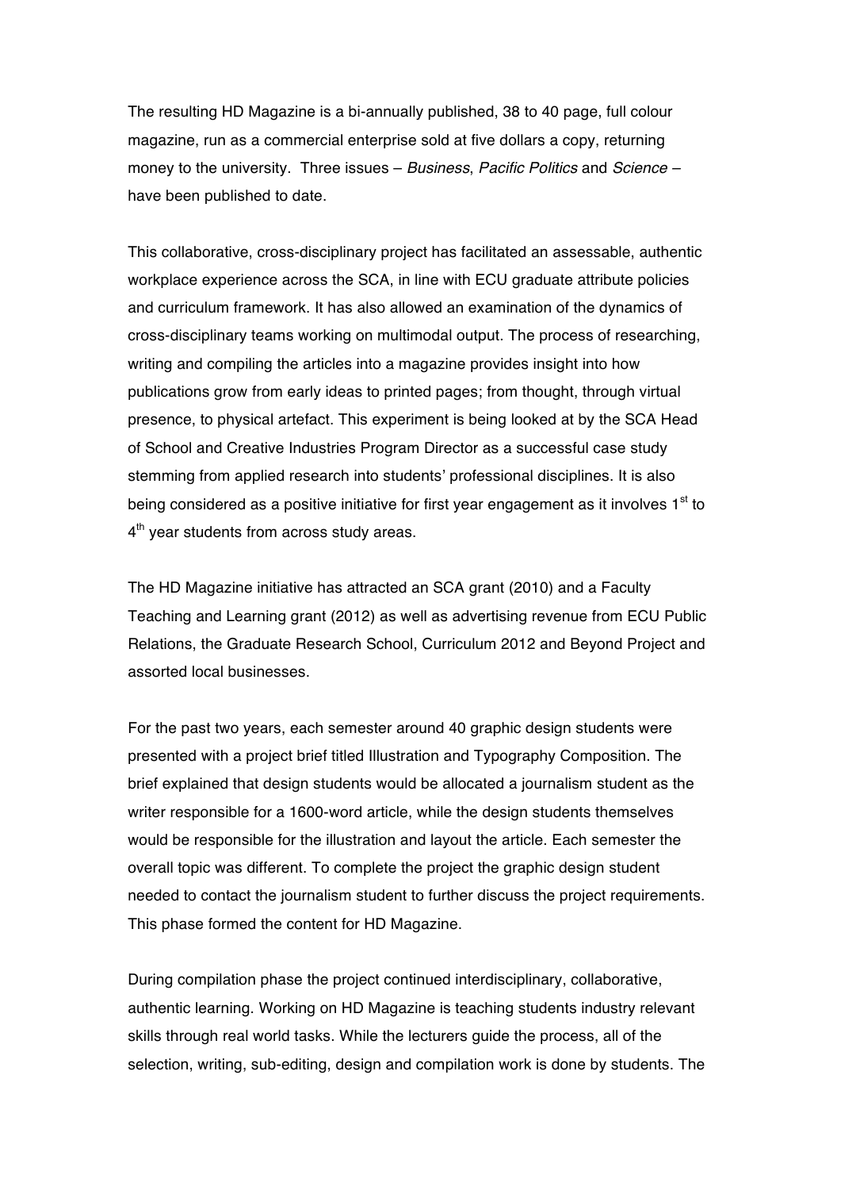The resulting HD Magazine is a bi-annually published, 38 to 40 page, full colour magazine, run as a commercial enterprise sold at five dollars a copy, returning money to the university. Three issues – *Business*, *Pacific Politics* and *Science* – have been published to date.

This collaborative, cross-disciplinary project has facilitated an assessable, authentic workplace experience across the SCA, in line with ECU graduate attribute policies and curriculum framework. It has also allowed an examination of the dynamics of cross-disciplinary teams working on multimodal output. The process of researching, writing and compiling the articles into a magazine provides insight into how publications grow from early ideas to printed pages; from thought, through virtual presence, to physical artefact. This experiment is being looked at by the SCA Head of School and Creative Industries Program Director as a successful case study stemming from applied research into students' professional disciplines. It is also being considered as a positive initiative for first year engagement as it involves 1st to 4th year students from across study areas.

The HD Magazine initiative has attracted an SCA grant (2010) and a Faculty Teaching and Learning grant (2012) as well as advertising revenue from ECU Public Relations, the Graduate Research School, Curriculum 2012 and Beyond Project and assorted local businesses.

For the past two years, each semester around 40 graphic design students were presented with a project brief titled Illustration and Typography Composition. The brief explained that design students would be allocated a journalism student as the writer responsible for a 1600-word article, while the design students themselves would be responsible for the illustration and layout the article. Each semester the overall topic was different. To complete the project the graphic design student needed to contact the journalism student to further discuss the project requirements. This phase formed the content for HD Magazine.

During compilation phase the project continued interdisciplinary, collaborative, authentic learning. Working on HD Magazine is teaching students industry relevant skills through real world tasks. While the lecturers guide the process, all of the selection, writing, sub-editing, design and compilation work is done by students. The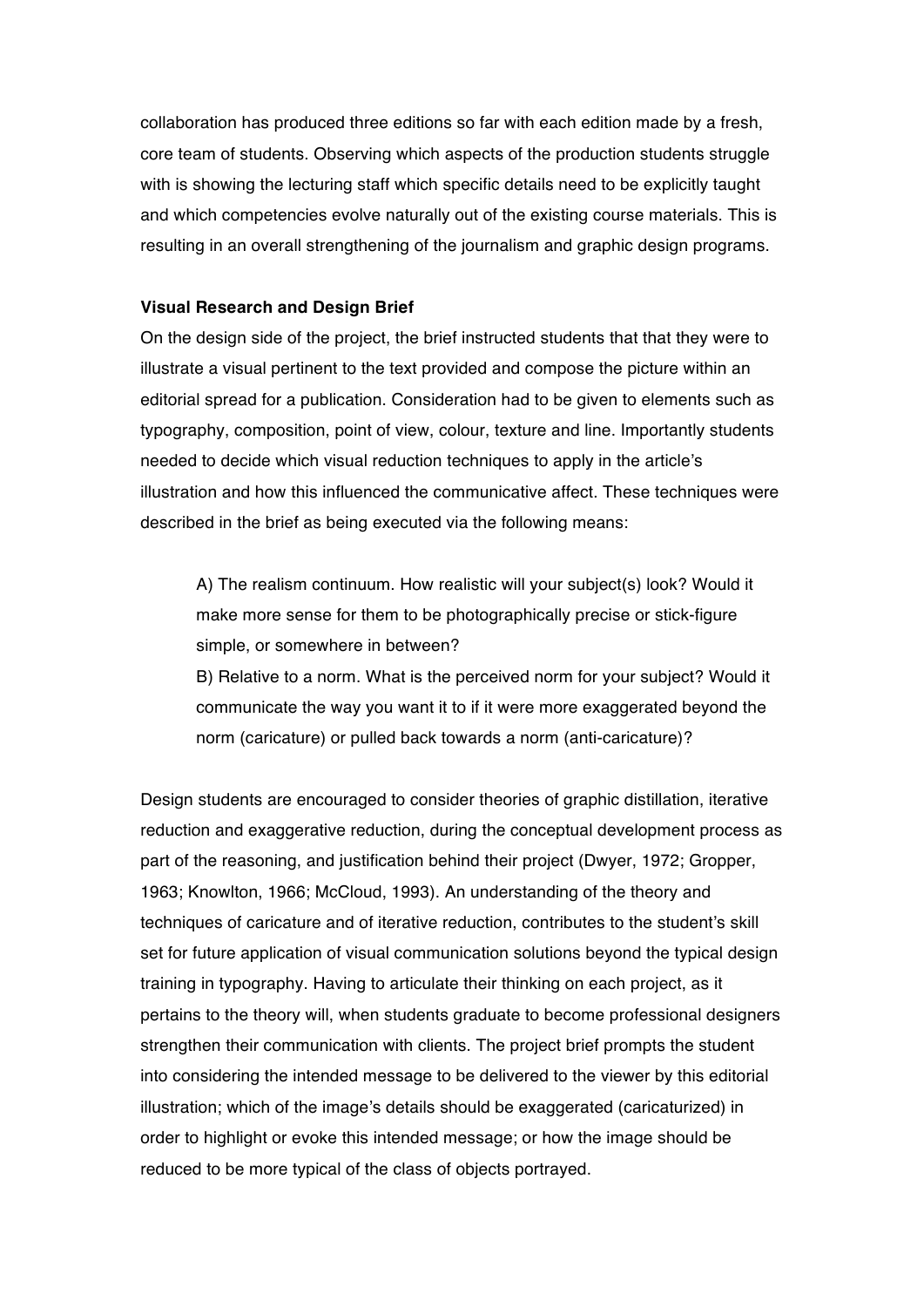collaboration has produced three editions so far with each edition made by a fresh, core team of students. Observing which aspects of the production students struggle with is showing the lecturing staff which specific details need to be explicitly taught and which competencies evolve naturally out of the existing course materials. This is resulting in an overall strengthening of the journalism and graphic design programs.

**Visual Research and Design Brief**

On the design side of the project, the brief instructed students that that they were to illustrate a visual pertinent to the text provided and compose the picture within an editorial spread for a publication. Consideration had to be given to elements such as typography, composition, point of view, colour, texture and line. Importantly students needed to decide which visual reduction techniques to apply in the article's illustration and how this influenced the communicative affect. These techniques were described in the brief as being executed via the following means:

> A) The realism continuum. How realistic will your subject(s) look? Would it make more sense for them to be photographically precise or stick-figure simple, or somewhere in between?
>
> B) Relative to a norm. What is the perceived norm for your subject? Would it communicate the way you want it to if it were more exaggerated beyond the norm (caricature) or pulled back towards a norm (anti-caricature)?

Design students are encouraged to consider theories of graphic distillation, iterative reduction and exaggerative reduction, during the conceptual development process as part of the reasoning, and justification behind their project (Dwyer, 1972; Gropper, 1963; Knowlton, 1966; McCloud, 1993). An understanding of the theory and techniques of caricature and of iterative reduction, contributes to the student's skill set for future application of visual communication solutions beyond the typical design training in typography. Having to articulate their thinking on each project, as it pertains to the theory will, when students graduate to become professional designers strengthen their communication with clients. The project brief prompts the student into considering the intended message to be delivered to the viewer by this editorial illustration; which of the image's details should be exaggerated (caricaturized) in order to highlight or evoke this intended message; or how the image should be reduced to be more typical of the class of objects portrayed.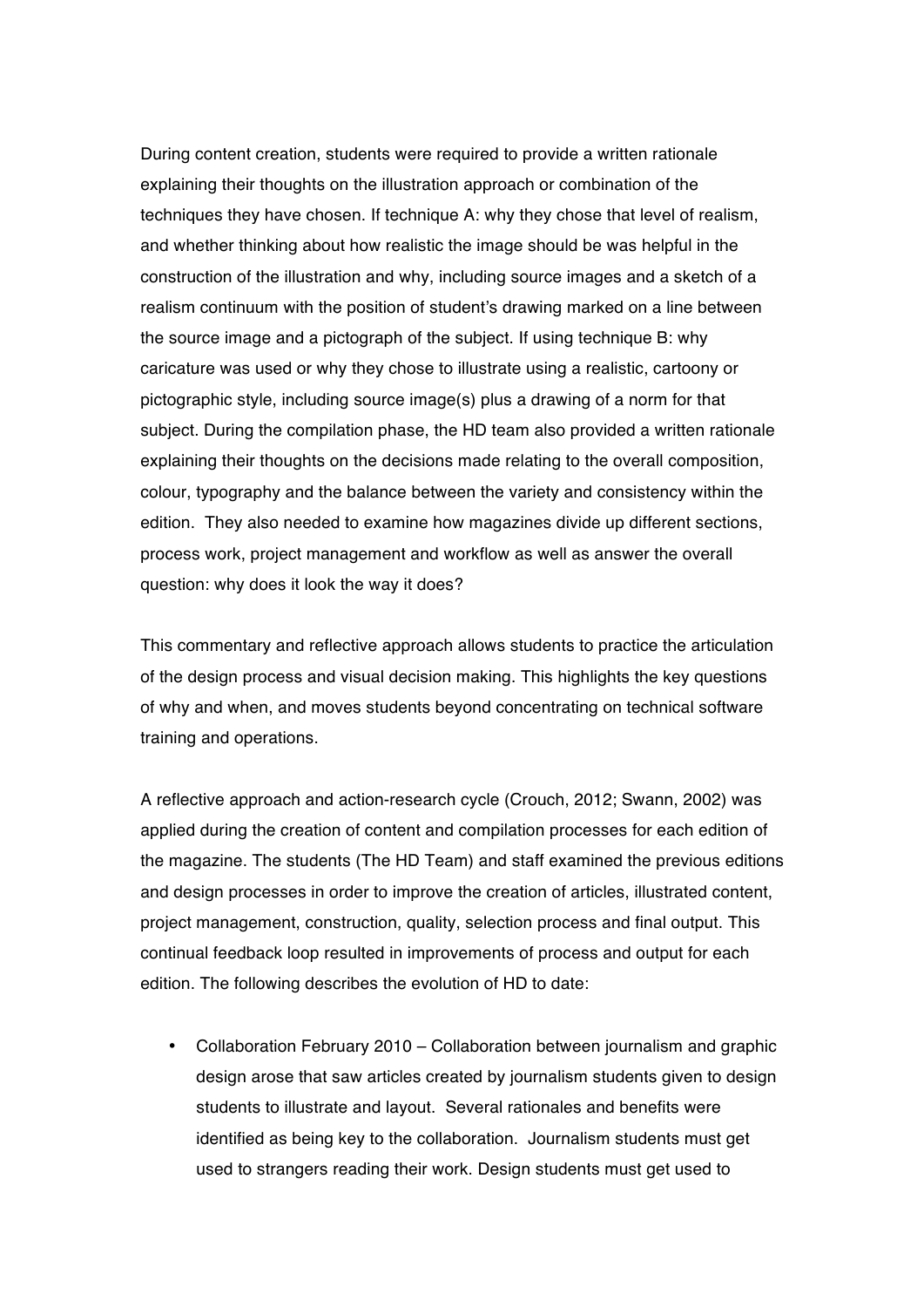During content creation, students were required to provide a written rationale explaining their thoughts on the illustration approach or combination of the techniques they have chosen. If technique A: why they chose that level of realism, and whether thinking about how realistic the image should be was helpful in the construction of the illustration and why, including source images and a sketch of a realism continuum with the position of student's drawing marked on a line between the source image and a pictograph of the subject. If using technique B: why caricature was used or why they chose to illustrate using a realistic, cartoony or pictographic style, including source image(s) plus a drawing of a norm for that subject. During the compilation phase, the HD team also provided a written rationale explaining their thoughts on the decisions made relating to the overall composition, colour, typography and the balance between the variety and consistency within the edition. They also needed to examine how magazines divide up different sections, process work, project management and workflow as well as answer the overall question: why does it look the way it does?

This commentary and reflective approach allows students to practice the articulation of the design process and visual decision making. This highlights the key questions of why and when, and moves students beyond concentrating on technical software training and operations.

A reflective approach and action-research cycle (Crouch, 2012; Swann, 2002) was applied during the creation of content and compilation processes for each edition of the magazine. The students (The HD Team) and staff examined the previous editions and design processes in order to improve the creation of articles, illustrated content, project management, construction, quality, selection process and final output. This continual feedback loop resulted in improvements of process and output for each edition. The following describes the evolution of HD to date:

- Collaboration February 2010 – Collaboration between journalism and graphic design arose that saw articles created by journalism students given to design students to illustrate and layout. Several rationales and benefits were identified as being key to the collaboration. Journalism students must get used to strangers reading their work. Design students must get used to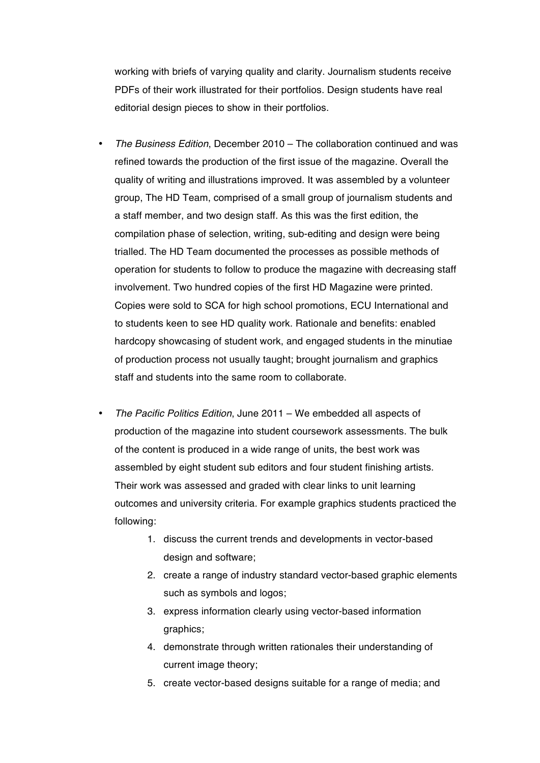working with briefs of varying quality and clarity. Journalism students receive PDFs of their work illustrated for their portfolios. Design students have real editorial design pieces to show in their portfolios.

- *The Business Edition*, December 2010 – The collaboration continued and was refined towards the production of the first issue of the magazine. Overall the quality of writing and illustrations improved. It was assembled by a volunteer group, The HD Team, comprised of a small group of journalism students and a staff member, and two design staff. As this was the first edition, the compilation phase of selection, writing, sub-editing and design were being trialled. The HD Team documented the processes as possible methods of operation for students to follow to produce the magazine with decreasing staff involvement. Two hundred copies of the first HD Magazine were printed. Copies were sold to SCA for high school promotions, ECU International and to students keen to see HD quality work. Rationale and benefits: enabled hardcopy showcasing of student work, and engaged students in the minutiae of production process not usually taught; brought journalism and graphics staff and students into the same room to collaborate.

- *The Pacific Politics Edition*, June 2011 – We embedded all aspects of production of the magazine into student coursework assessments. The bulk of the content is produced in a wide range of units, the best work was assembled by eight student sub editors and four student finishing artists. Their work was assessed and graded with clear links to unit learning outcomes and university criteria. For example graphics students practiced the following:
    1. discuss the current trends and developments in vector-based design and software;
    2. create a range of industry standard vector-based graphic elements such as symbols and logos;
    3. express information clearly using vector-based information graphics;
    4. demonstrate through written rationales their understanding of current image theory;
    5. create vector-based designs suitable for a range of media; and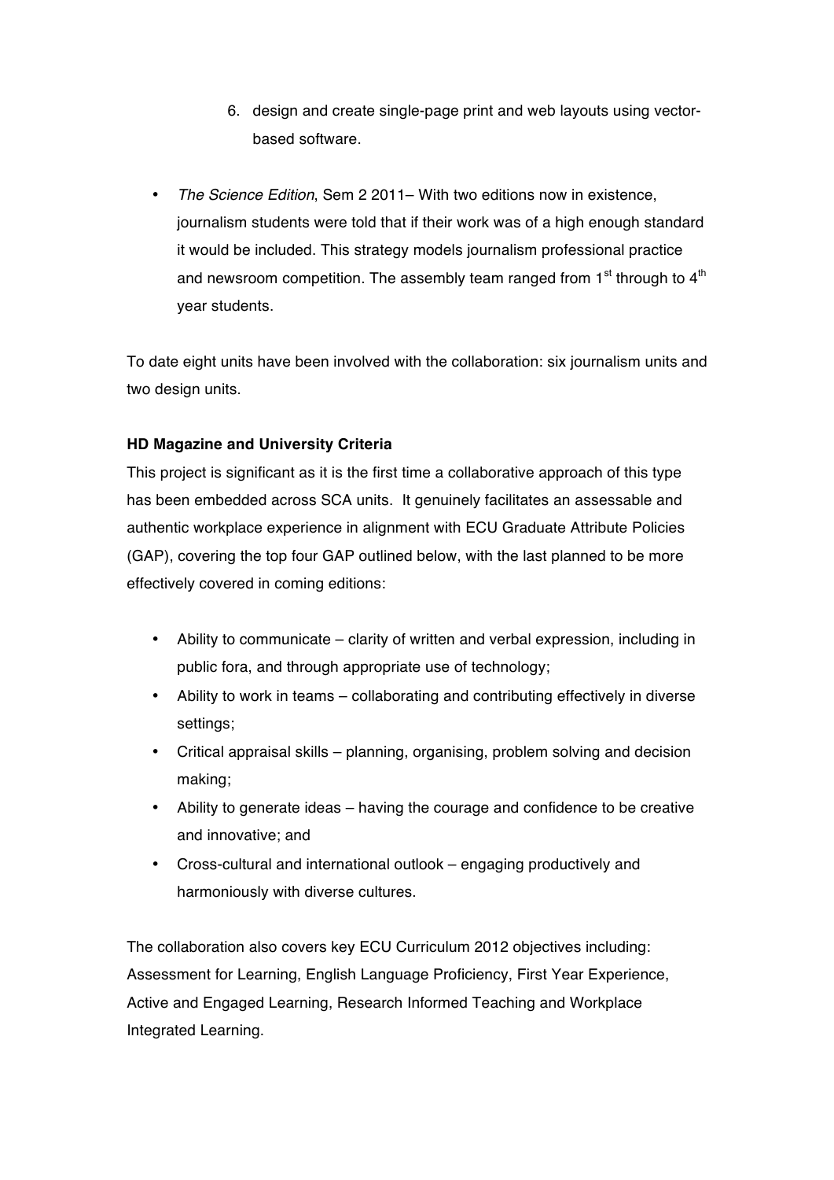6. design and create single-page print and web layouts using vector-based software.

- *The Science Edition*, Sem 2 2011– With two editions now in existence, journalism students were told that if their work was of a high enough standard it would be included. This strategy models journalism professional practice and newsroom competition. The assembly team ranged from 1st through to 4th year students.

To date eight units have been involved with the collaboration: six journalism units and two design units.

**HD Magazine and University Criteria**

This project is significant as it is the first time a collaborative approach of this type has been embedded across SCA units. It genuinely facilitates an assessable and authentic workplace experience in alignment with ECU Graduate Attribute Policies (GAP), covering the top four GAP outlined below, with the last planned to be more effectively covered in coming editions:

- Ability to communicate – clarity of written and verbal expression, including in public fora, and through appropriate use of technology;
- Ability to work in teams – collaborating and contributing effectively in diverse settings;
- Critical appraisal skills – planning, organising, problem solving and decision making;
- Ability to generate ideas – having the courage and confidence to be creative and innovative; and
- Cross-cultural and international outlook – engaging productively and harmoniously with diverse cultures.

The collaboration also covers key ECU Curriculum 2012 objectives including: Assessment for Learning, English Language Proficiency, First Year Experience, Active and Engaged Learning, Research Informed Teaching and Workplace Integrated Learning.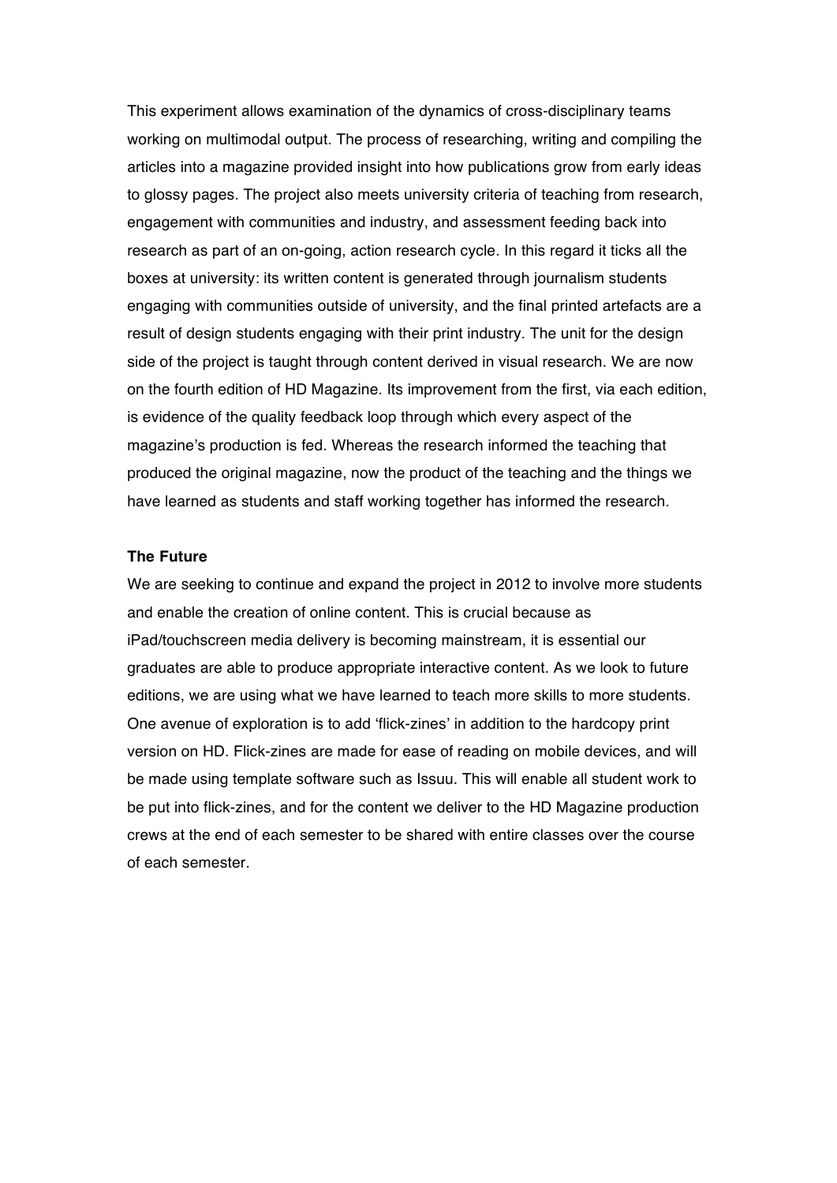This experiment allows examination of the dynamics of cross-disciplinary teams working on multimodal output. The process of researching, writing and compiling the articles into a magazine provided insight into how publications grow from early ideas to glossy pages. The project also meets university criteria of teaching from research, engagement with communities and industry, and assessment feeding back into research as part of an on-going, action research cycle. In this regard it ticks all the boxes at university: its written content is generated through journalism students engaging with communities outside of university, and the final printed artefacts are a result of design students engaging with their print industry. The unit for the design side of the project is taught through content derived in visual research. We are now on the fourth edition of HD Magazine. Its improvement from the first, via each edition, is evidence of the quality feedback loop through which every aspect of the magazine's production is fed. Whereas the research informed the teaching that produced the original magazine, now the product of the teaching and the things we have learned as students and staff working together has informed the research.

**The Future**

We are seeking to continue and expand the project in 2012 to involve more students and enable the creation of online content. This is crucial because as iPad/touchscreen media delivery is becoming mainstream, it is essential our graduates are able to produce appropriate interactive content. As we look to future editions, we are using what we have learned to teach more skills to more students. One avenue of exploration is to add 'flick-zines' in addition to the hardcopy print version on HD. Flick-zines are made for ease of reading on mobile devices, and will be made using template software such as Issuu. This will enable all student work to be put into flick-zines, and for the content we deliver to the HD Magazine production crews at the end of each semester to be shared with entire classes over the course of each semester.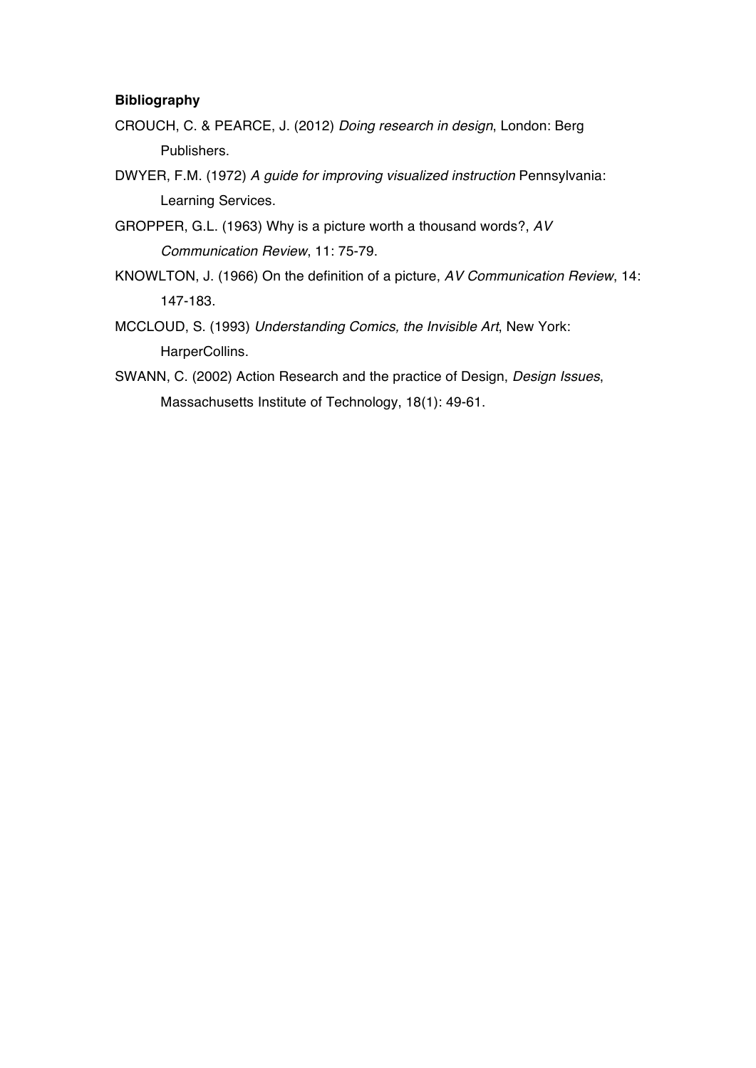**Bibliography**

CROUCH, C. & PEARCE, J. (2012) *Doing research in design*, London: Berg Publishers.

DWYER, F.M. (1972) *A guide for improving visualized instruction* Pennsylvania: Learning Services.

GROPPER, G.L. (1963) Why is a picture worth a thousand words?, *AV Communication Review*, 11: 75-79.

KNOWLTON, J. (1966) On the definition of a picture, *AV Communication Review*, 14: 147-183.

MCCLOUD, S. (1993) *Understanding Comics, the Invisible Art*, New York: HarperCollins.

SWANN, C. (2002) Action Research and the practice of Design, *Design Issues*, Massachusetts Institute of Technology, 18(1): 49-61.